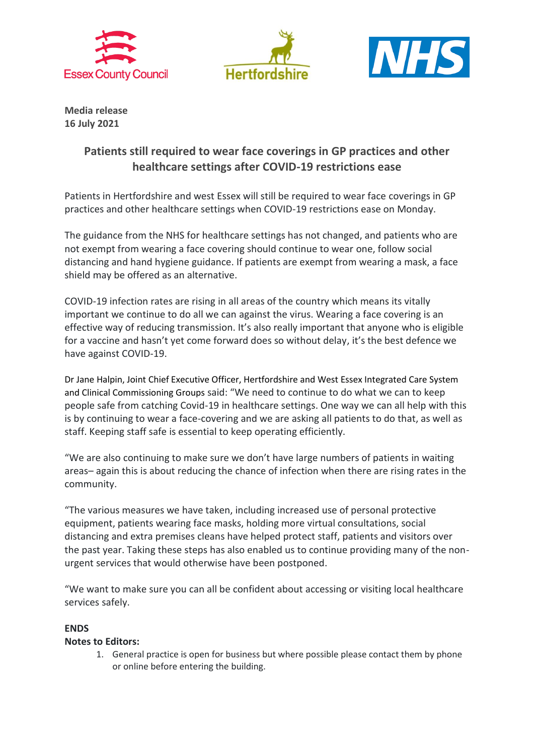**Media release**
**16 July 2021**

## Patients still required to wear face coverings in GP practices and other healthcare settings after COVID-19 restrictions ease

Patients in Hertfordshire and west Essex will still be required to wear face coverings in GP practices and other healthcare settings when COVID-19 restrictions ease on Monday.

The guidance from the NHS for healthcare settings has not changed, and patients who are not exempt from wearing a face covering should continue to wear one, follow social distancing and hand hygiene guidance. If patients are exempt from wearing a mask, a face shield may be offered as an alternative.

COVID-19 infection rates are rising in all areas of the country which means its vitally important we continue to do all we can against the virus. Wearing a face covering is an effective way of reducing transmission. It's also really important that anyone who is eligible for a vaccine and hasn't yet come forward does so without delay, it's the best defence we have against COVID-19.

Dr Jane Halpin, Joint Chief Executive Officer, Hertfordshire and West Essex Integrated Care System and Clinical Commissioning Groups said: "We need to continue to do what we can to keep people safe from catching Covid-19 in healthcare settings. One way we can all help with this is by continuing to wear a face-covering and we are asking all patients to do that, as well as staff. Keeping staff safe is essential to keep operating efficiently.

"We are also continuing to make sure we don't have large numbers of patients in waiting areas– again this is about reducing the chance of infection when there are rising rates in the community.

"The various measures we have taken, including increased use of personal protective equipment, patients wearing face masks, holding more virtual consultations, social distancing and extra premises cleans have helped protect staff, patients and visitors over the past year. Taking these steps has also enabled us to continue providing many of the non-urgent services that would otherwise have been postponed.

"We want to make sure you can all be confident about accessing or visiting local healthcare services safely.

**ENDS**

**Notes to Editors:**

1. General practice is open for business but where possible please contact them by phone or online before entering the building.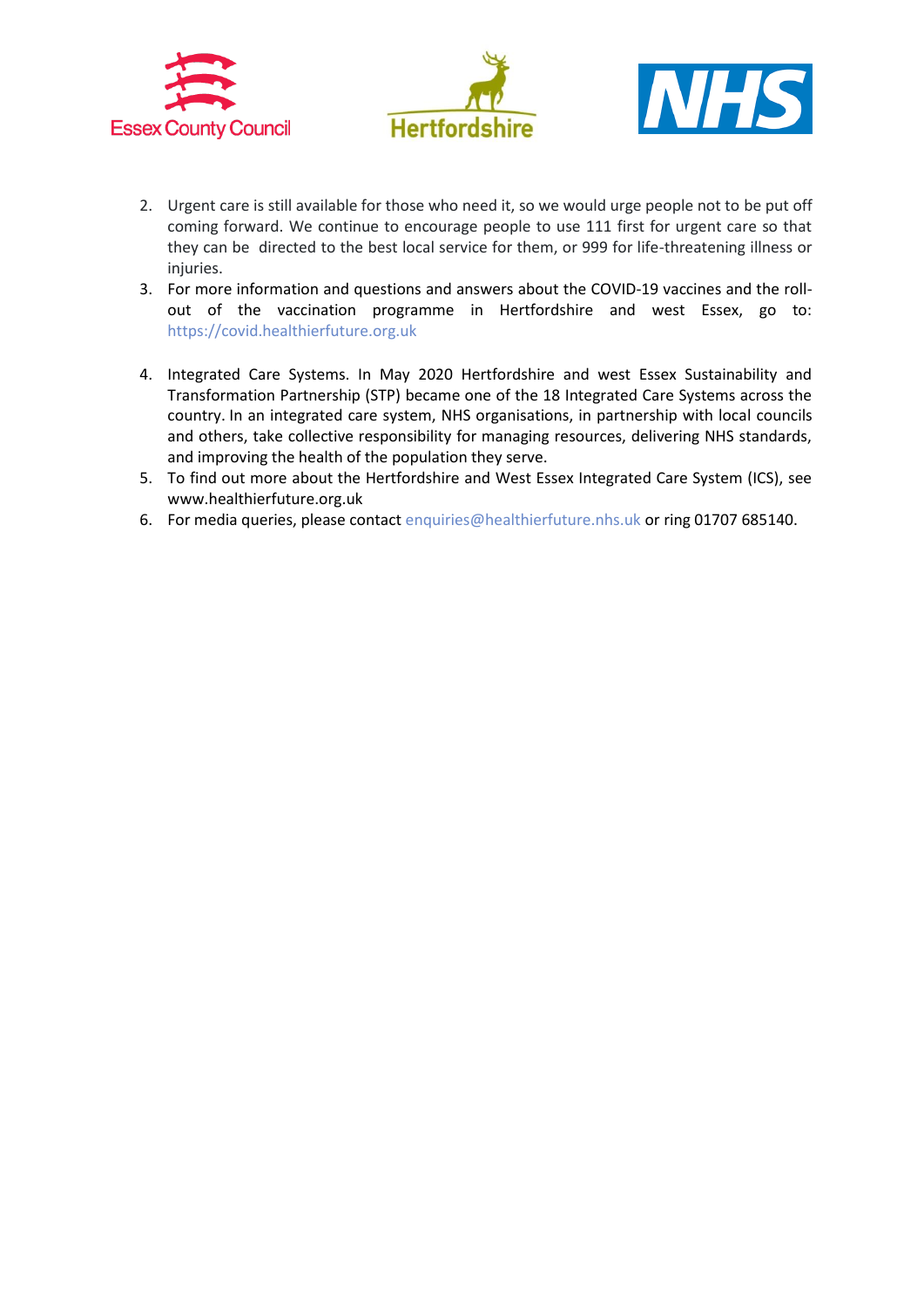2. Urgent care is still available for those who need it, so we would urge people not to be put off coming forward. We continue to encourage people to use 111 first for urgent care so that they can be directed to the best local service for them, or 999 for life-threatening illness or injuries.
3. For more information and questions and answers about the COVID-19 vaccines and the roll-out of the vaccination programme in Hertfordshire and west Essex, go to: https://covid.healthierfuture.org.uk
4. Integrated Care Systems. In May 2020 Hertfordshire and west Essex Sustainability and Transformation Partnership (STP) became one of the 18 Integrated Care Systems across the country. In an integrated care system, NHS organisations, in partnership with local councils and others, take collective responsibility for managing resources, delivering NHS standards, and improving the health of the population they serve.
5. To find out more about the Hertfordshire and West Essex Integrated Care System (ICS), see www.healthierfuture.org.uk
6. For media queries, please contact enquiries@healthierfuture.nhs.uk or ring 01707 685140.